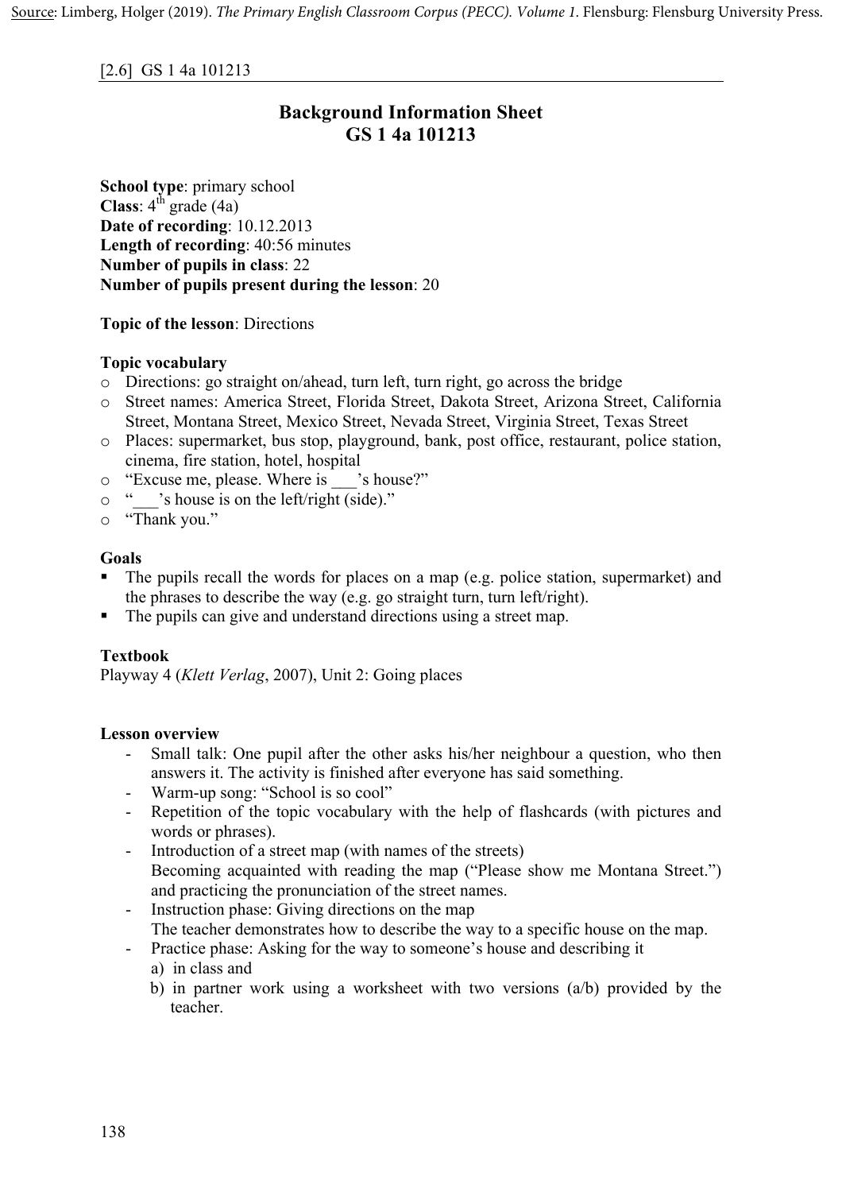Source: Limberg, Holger (2019). *The Primary English Classroom Corpus (PECC). Volume 1.* Flensburg: Flensburg University Press.

[2.6] GS 1 4a 101213

# Background Information Sheet
# GS 1 4a 101213

**School type**: primary school
**Class**: 4th grade (4a)
**Date of recording**: 10.12.2013
**Length of recording**: 40:56 minutes
**Number of pupils in class**: 22
**Number of pupils present during the lesson**: 20

**Topic of the lesson**: Directions

**Topic vocabulary**

- Directions: go straight on/ahead, turn left, turn right, go across the bridge
- Street names: America Street, Florida Street, Dakota Street, Arizona Street, California Street, Montana Street, Mexico Street, Nevada Street, Virginia Street, Texas Street
- Places: supermarket, bus stop, playground, bank, post office, restaurant, police station, cinema, fire station, hotel, hospital
- "Excuse me, please. Where is ___'s house?"
- "___'s house is on the left/right (side)."
- "Thank you."

**Goals**

- The pupils recall the words for places on a map (e.g. police station, supermarket) and the phrases to describe the way (e.g. go straight turn, turn left/right).
- The pupils can give and understand directions using a street map.

**Textbook**
Playway 4 (*Klett Verlag*, 2007), Unit 2: Going places

**Lesson overview**

- Small talk: One pupil after the other asks his/her neighbour a question, who then answers it. The activity is finished after everyone has said something.
- Warm-up song: "School is so cool"
- Repetition of the topic vocabulary with the help of flashcards (with pictures and words or phrases).
- Introduction of a street map (with names of the streets)
  Becoming acquainted with reading the map ("Please show me Montana Street.") and practicing the pronunciation of the street names.
- Instruction phase: Giving directions on the map
  The teacher demonstrates how to describe the way to a specific house on the map.
- Practice phase: Asking for the way to someone's house and describing it
  a) in class and
  b) in partner work using a worksheet with two versions (a/b) provided by the teacher.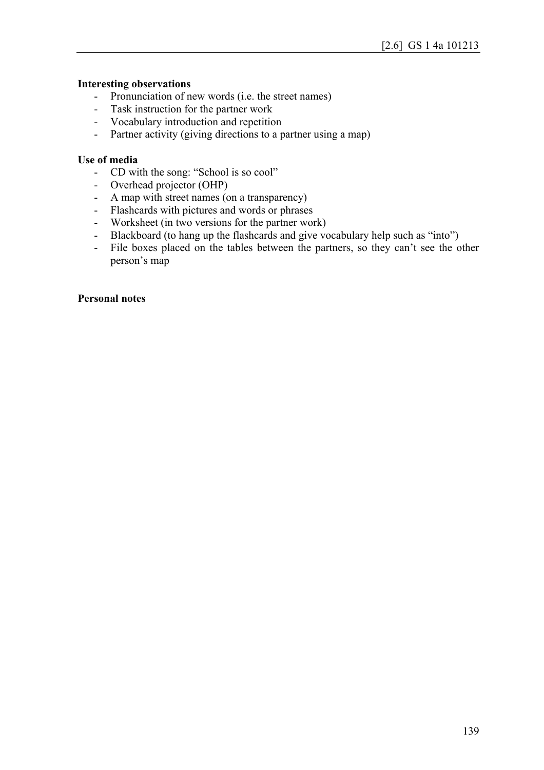**Interesting observations**

- Pronunciation of new words (i.e. the street names)
- Task instruction for the partner work
- Vocabulary introduction and repetition
- Partner activity (giving directions to a partner using a map)

**Use of media**

- CD with the song: "School is so cool"
- Overhead projector (OHP)
- A map with street names (on a transparency)
- Flashcards with pictures and words or phrases
- Worksheet (in two versions for the partner work)
- Blackboard (to hang up the flashcards and give vocabulary help such as "into")
- File boxes placed on the tables between the partners, so they can't see the other person's map

**Personal notes**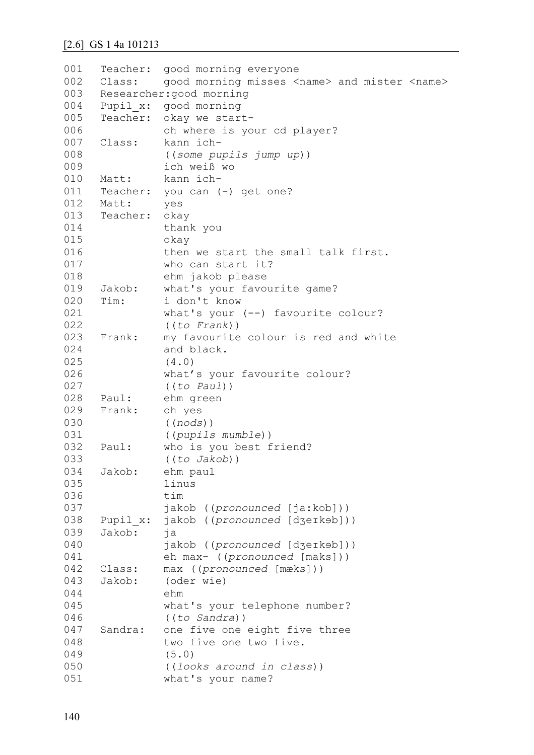[2.6] GS 1 4a 101213

```
001   Teacher:  good morning everyone
002   Class:    good morning misses <name> and mister <name>
003   Researcher:good morning
004   Pupil_x:  good morning
005   Teacher:  okay we start-
006             oh where is your cd player?
007   Class:    kann ich-
008             ((some pupils jump up))
009             ich weiß wo
010   Matt:     kann ich-
011   Teacher:  you can (-) get one?
012   Matt:     yes
013   Teacher:  okay
014             thank you
015             okay
016             then we start the small talk first.
017             who can start it?
018             ehm jakob please
019   Jakob:    what's your favourite game?
020   Tim:      i don't know
021             what's your (--) favourite colour?
022             ((to Frank))
023   Frank:    my favourite colour is red and white
024             and black.
025             (4.0)
026             what's your favourite colour?
027             ((to Paul))
028   Paul:     ehm green
029   Frank:    oh yes
030             ((nods))
031             ((pupils mumble))
032   Paul:     who is you best friend?
033             ((to Jakob))
034   Jakob:    ehm paul
035             linus
036             tim
037             jakob ((pronounced [ja:kob]))
038   Pupil_x:  jakob ((pronounced [dʒeɪkəb]))
039   Jakob:    ja
040             jakob ((pronounced [dʒeɪkəb]))
041             eh max- ((pronounced [maks]))
042   Class:    max ((pronounced [mæks]))
043   Jakob:    (oder wie)
044             ehm
045             what's your telephone number?
046             ((to Sandra))
047   Sandra:   one five one eight five three
048             two five one two five.
049             (5.0)
050             ((looks around in class))
051             what's your name?
```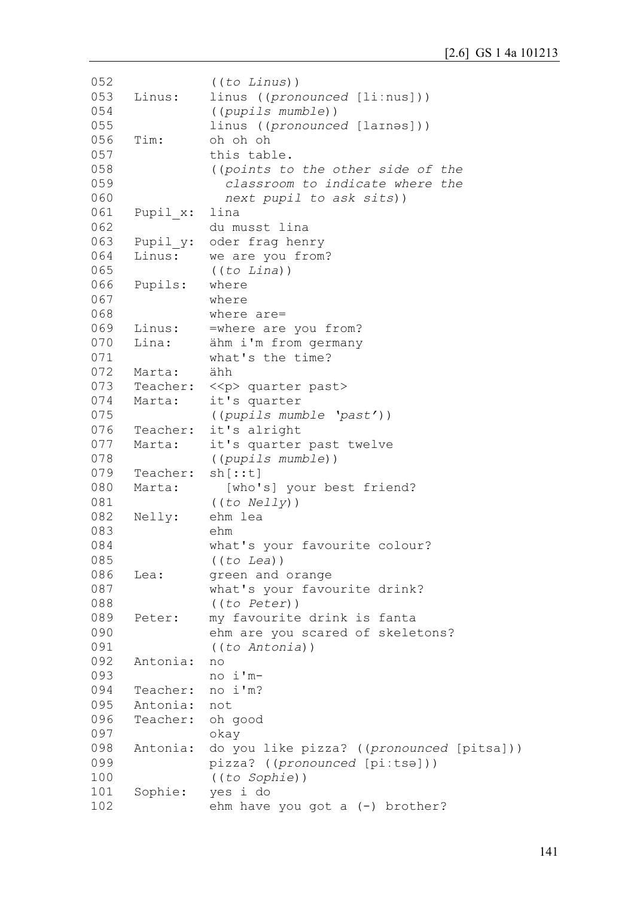```
052              ((to Linus))
053   Linus:     linus ((pronounced [liːnus]))
054              ((pupils mumble))
055              linus ((pronounced [laɪnəs]))
056   Tim:       oh oh oh
057              this table.
058              ((points to the other side of the
059                classroom to indicate where the
060                next pupil to ask sits))
061   Pupil_x:   lina
062              du musst lina
063   Pupil_y:   oder frag henry
064   Linus:     we are you from?
065              ((to Lina))
066   Pupils:    where
067              where
068              where are=
069   Linus:     =where are you from?
070   Lina:      ähm i'm from germany
071              what's the time?
072   Marta:     ähh
073   Teacher:   <<p> quarter past>
074   Marta:     it's quarter
075              ((pupils mumble 'past'))
076   Teacher:   it's alright
077   Marta:     it's quarter past twelve
078              ((pupils mumble))
079   Teacher:   sh[::t]
080   Marta:       [who's] your best friend?
081              ((to Nelly))
082   Nelly:     ehm lea
083              ehm
084              what's your favourite colour?
085              ((to Lea))
086   Lea:       green and orange
087              what's your favourite drink?
088              ((to Peter))
089   Peter:     my favourite drink is fanta
090              ehm are you scared of skeletons?
091              ((to Antonia))
092   Antonia:   no
093              no i'm-
094   Teacher:   no i'm?
095   Antonia:   not
096   Teacher:   oh good
097              okay
098   Antonia:   do you like pizza? ((pronounced [pitsa]))
099              pizza? ((pronounced [piːtsə]))
100              ((to Sophie))
101   Sophie:    yes i do
102              ehm have you got a (-) brother?
```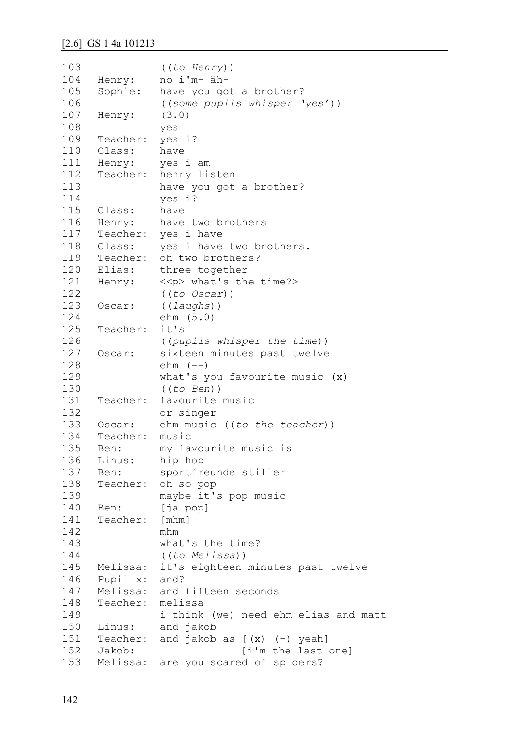[2.6] GS 1 4a 101213

```
103             ((to Henry))
104   Henry:    no i'm- äh-
105   Sophie:   have you got a brother?
106             ((some pupils whisper 'yes'))
107   Henry:    (3.0)
108             yes
109   Teacher:  yes i?
110   Class:    have
111   Henry:    yes i am
112   Teacher:  henry listen
113             have you got a brother?
114             yes i?
115   Class:    have
116   Henry:    have two brothers
117   Teacher:  yes i have
118   Class:    yes i have two brothers.
119   Teacher:  oh two brothers?
120   Elias:    three together
121   Henry:    <<p> what's the time?>
122             ((to Oscar))
123   Oscar:    ((laughs))
124             ehm (5.0)
125   Teacher:  it's
126             ((pupils whisper the time))
127   Oscar:    sixteen minutes past twelve
128             ehm (--)
129             what's you favourite music (x)
130             ((to Ben))
131   Teacher:  favourite music
132             or singer
133   Oscar:    ehm music ((to the teacher))
134   Teacher:  music
135   Ben:      my favourite music is
136   Linus:    hip hop
137   Ben:      sportfreunde stiller
138   Teacher:  oh so pop
139             maybe it's pop music
140   Ben:      [ja pop]
141   Teacher:  [mhm]
142             mhm
143             what's the time?
144             ((to Melissa))
145   Melissa:  it's eighteen minutes past twelve
146   Pupil_x:  and?
147   Melissa:  and fifteen seconds
148   Teacher:  melissa
149             i think (we) need ehm elias and matt
150   Linus:    and jakob
151   Teacher:  and jakob as [(x) (-) yeah]
152   Jakob:                 [i'm the last one]
153   Melissa:  are you scared of spiders?
```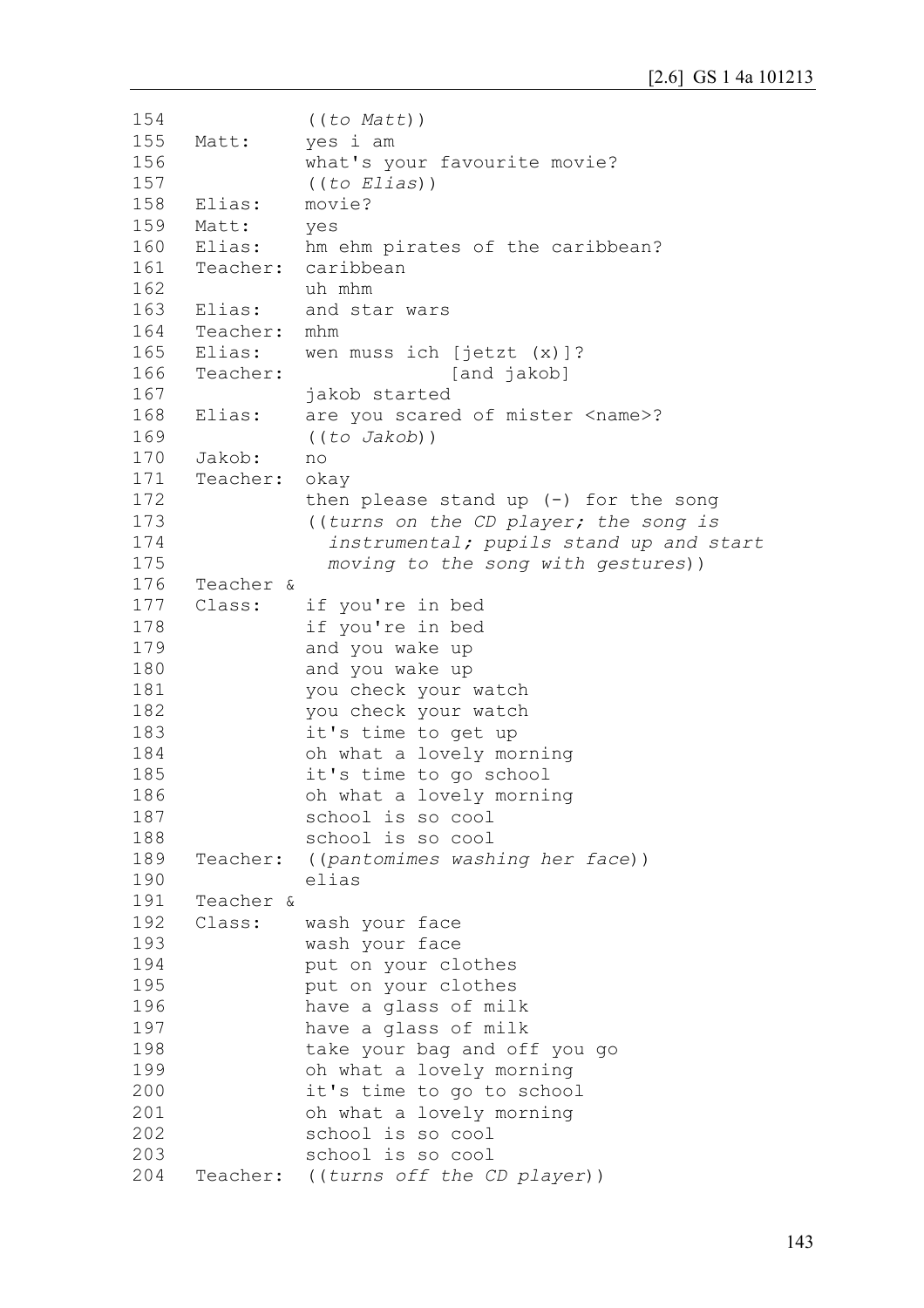```
154             ((to Matt))
155   Matt:     yes i am
156             what's your favourite movie?
157             ((to Elias))
158   Elias:    movie?
159   Matt:     yes
160   Elias:    hm ehm pirates of the caribbean?
161   Teacher:  caribbean
162             uh mhm
163   Elias:    and star wars
164   Teacher:  mhm
165   Elias:    wen muss ich [jetzt (x)]?
166   Teacher:               [and jakob]
167             jakob started
168   Elias:    are you scared of mister <name>?
169             ((to Jakob))
170   Jakob:    no
171   Teacher:  okay
172             then please stand up (-) for the song
173             ((turns on the CD player; the song is
174               instrumental; pupils stand up and start
175               moving to the song with gestures))
176   Teacher &
177   Class:    if you're in bed
178             if you're in bed
179             and you wake up
180             and you wake up
181             you check your watch
182             you check your watch
183             it's time to get up
184             oh what a lovely morning
185             it's time to go school
186             oh what a lovely morning
187             school is so cool
188             school is so cool
189   Teacher:  ((pantomimes washing her face))
190             elias
191   Teacher &
192   Class:    wash your face
193             wash your face
194             put on your clothes
195             put on your clothes
196             have a glass of milk
197             have a glass of milk
198             take your bag and off you go
199             oh what a lovely morning
200             it's time to go to school
201             oh what a lovely morning
202             school is so cool
203             school is so cool
204   Teacher:  ((turns off the CD player))
```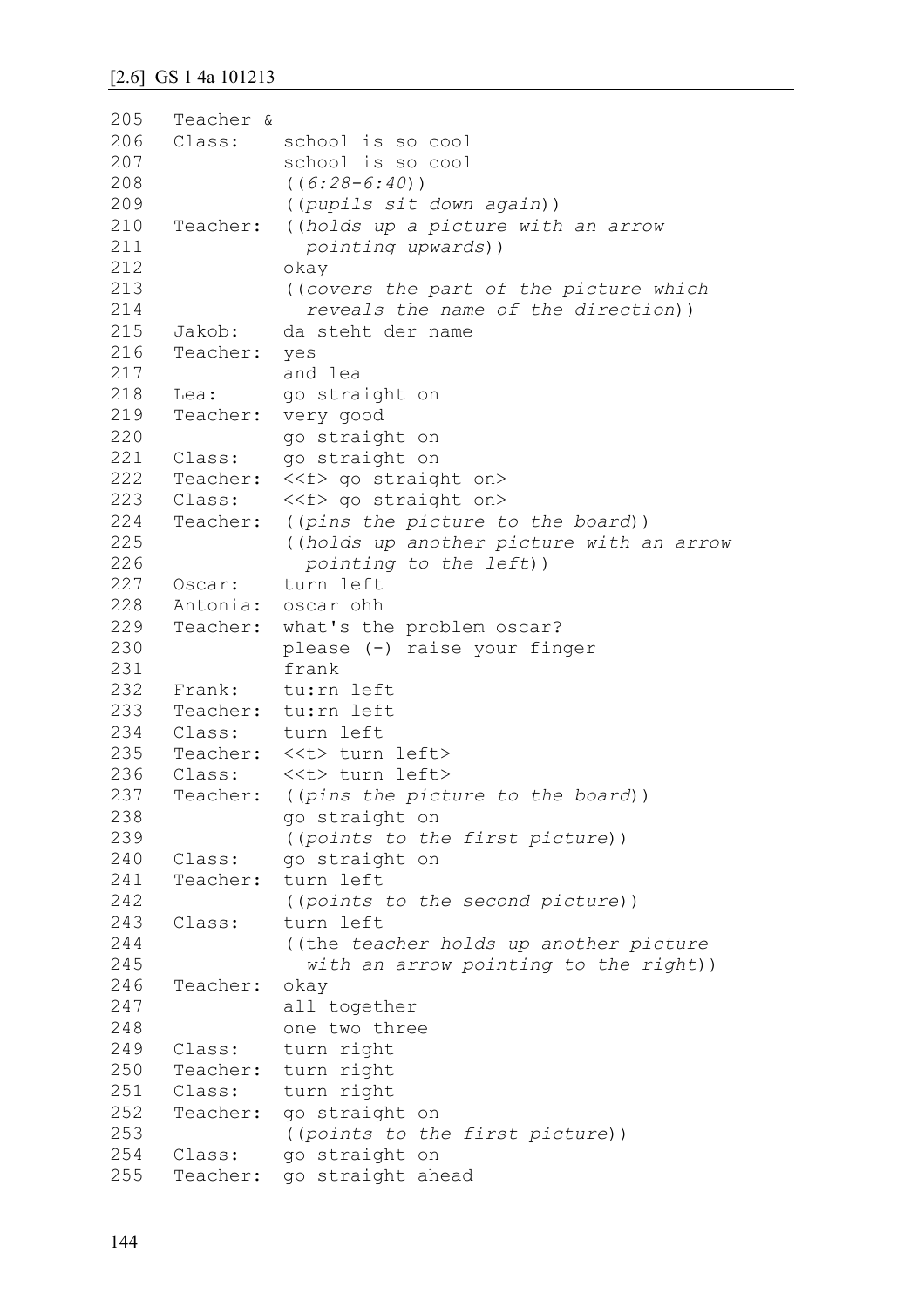## [2.6] GS 1 4a 101213

```
205   Teacher &
206   Class:     school is so cool
207              school is so cool
208              ((6:28-6:40))
209              ((pupils sit down again))
210   Teacher:   ((holds up a picture with an arrow
211                pointing upwards))
212              okay
213              ((covers the part of the picture which
214                reveals the name of the direction))
215   Jakob:     da steht der name
216   Teacher:   yes
217              and lea
218   Lea:       go straight on
219   Teacher:   very good
220              go straight on
221   Class:     go straight on
222   Teacher:   <<f> go straight on>
223   Class:     <<f> go straight on>
224   Teacher:   ((pins the picture to the board))
225              ((holds up another picture with an arrow
226                pointing to the left))
227   Oscar:     turn left
228   Antonia:   oscar ohh
229   Teacher:   what's the problem oscar?
230              please (-) raise your finger
231              frank
232   Frank:     tu:rn left
233   Teacher:   tu:rn left
234   Class:     turn left
235   Teacher:   <<t> turn left>
236   Class:     <<t> turn left>
237   Teacher:   ((pins the picture to the board))
238              go straight on
239              ((points to the first picture))
240   Class:     go straight on
241   Teacher:   turn left
242              ((points to the second picture))
243   Class:     turn left
244              ((the teacher holds up another picture
245                with an arrow pointing to the right))
246   Teacher:   okay
247              all together
248              one two three
249   Class:     turn right
250   Teacher:   turn right
251   Class:     turn right
252   Teacher:   go straight on
253              ((points to the first picture))
254   Class:     go straight on
255   Teacher:   go straight ahead
```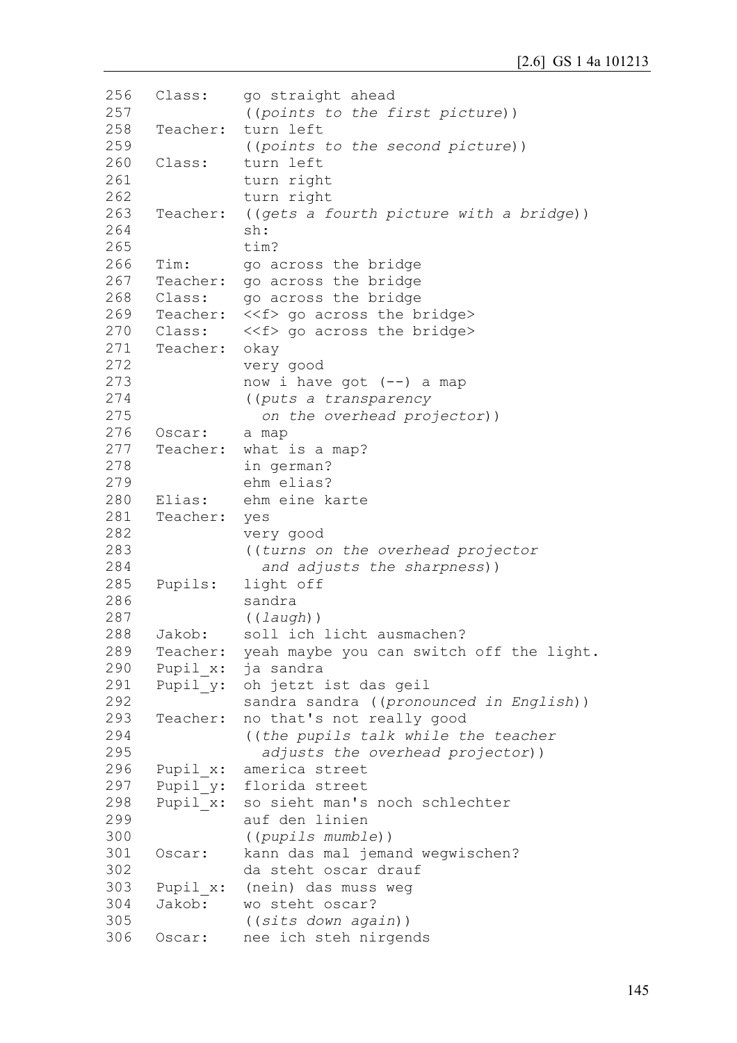```
256   Class:     go straight ahead
257              ((points to the first picture))
258   Teacher:   turn left
259              ((points to the second picture))
260   Class:     turn left
261              turn right
262              turn right
263   Teacher:   ((gets a fourth picture with a bridge))
264              sh:
265              tim?
266   Tim:       go across the bridge
267   Teacher:   go across the bridge
268   Class:     go across the bridge
269   Teacher:   <<f> go across the bridge>
270   Class:     <<f> go across the bridge>
271   Teacher:   okay
272              very good
273              now i have got (--) a map
274              ((puts a transparency
275                on the overhead projector))
276   Oscar:     a map
277   Teacher:   what is a map?
278              in german?
279              ehm elias?
280   Elias:     ehm eine karte
281   Teacher:   yes
282              very good
283              ((turns on the overhead projector
284                and adjusts the sharpness))
285   Pupils:    light off
286              sandra
287              ((laugh))
288   Jakob:     soll ich licht ausmachen?
289   Teacher:   yeah maybe you can switch off the light.
290   Pupil_x:   ja sandra
291   Pupil_y:   oh jetzt ist das geil
292              sandra sandra ((pronounced in English))
293   Teacher:   no that's not really good
294              ((the pupils talk while the teacher
295                adjusts the overhead projector))
296   Pupil_x:   america street
297   Pupil_y:   florida street
298   Pupil_x:   so sieht man's noch schlechter
299              auf den linien
300              ((pupils mumble))
301   Oscar:     kann das mal jemand wegwischen?
302              da steht oscar drauf
303   Pupil_x:   (nein) das muss weg
304   Jakob:     wo steht oscar?
305              ((sits down again))
306   Oscar:     nee ich steh nirgends
```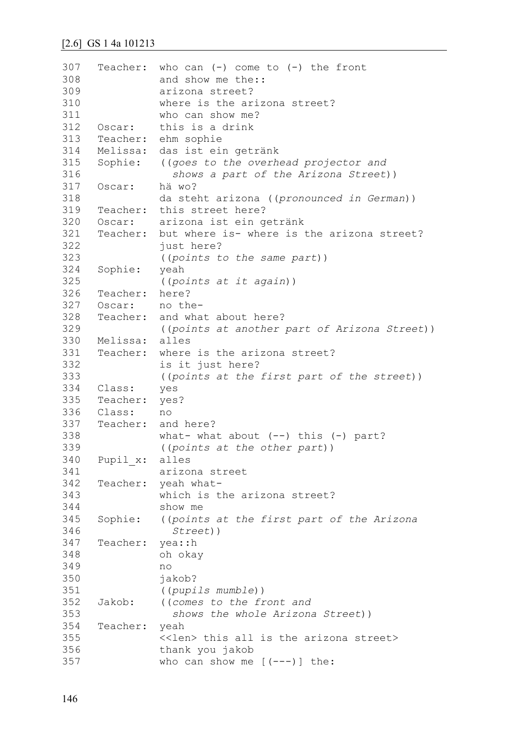[2.6] GS 1 4a 101213

```
307   Teacher:  who can (-) come to (-) the front
308             and show me the::
309             arizona street?
310             where is the arizona street?
311             who can show me?
312   Oscar:    this is a drink
313   Teacher:  ehm sophie
314   Melissa:  das ist ein getränk
315   Sophie:   ((goes to the overhead projector and
316               shows a part of the Arizona Street))
317   Oscar:    hä wo?
318             da steht arizona ((pronounced in German))
319   Teacher:  this street here?
320   Oscar:    arizona ist ein getränk
321   Teacher:  but where is- where is the arizona street?
322             just here?
323             ((points to the same part))
324   Sophie:   yeah
325             ((points at it again))
326   Teacher:  here?
327   Oscar:    no the-
328   Teacher:  and what about here?
329             ((points at another part of Arizona Street))
330   Melissa:  alles
331   Teacher:  where is the arizona street?
332             is it just here?
333             ((points at the first part of the street))
334   Class:    yes
335   Teacher:  yes?
336   Class:    no
337   Teacher:  and here?
338             what- what about (--) this (-) part?
339             ((points at the other part))
340   Pupil_x:  alles
341             arizona street
342   Teacher:  yeah what-
343             which is the arizona street?
344             show me
345   Sophie:   ((points at the first part of the Arizona
346               Street))
347   Teacher:  yea::h
348             oh okay
349             no
350             jakob?
351             ((pupils mumble))
352   Jakob:    ((comes to the front and
353               shows the whole Arizona Street))
354   Teacher:  yeah
355             <<len> this all is the arizona street>
356             thank you jakob
357             who can show me [(---)] the:
```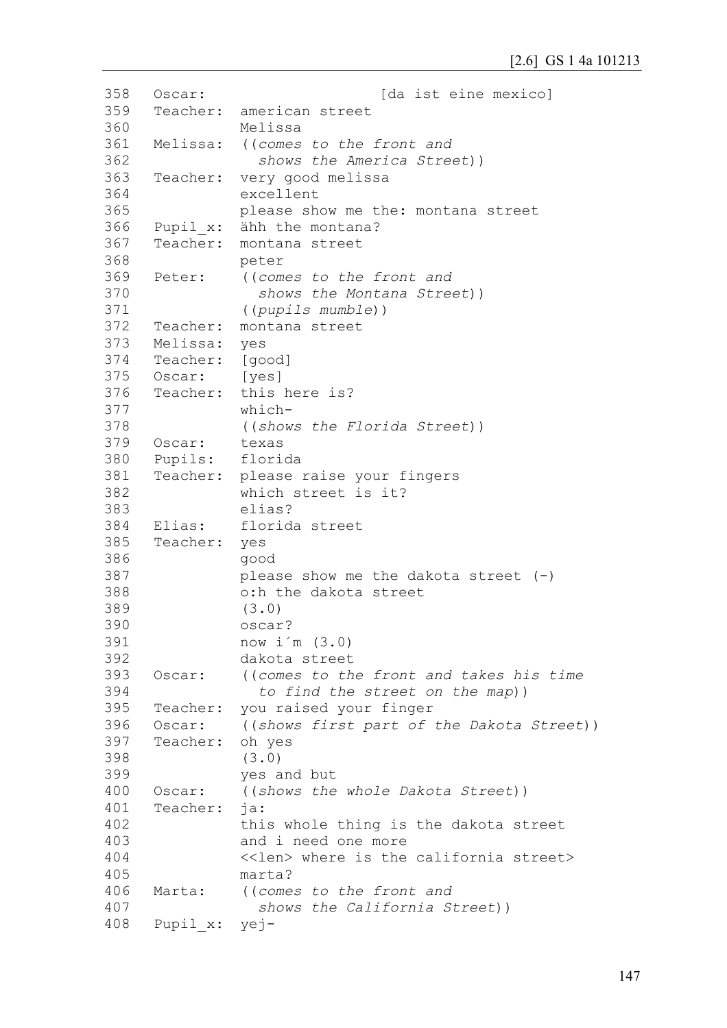```
358   Oscar:                      [da ist eine mexico]
359   Teacher:  american street
360             Melissa
361   Melissa:  ((comes to the front and
362               shows the America Street))
363   Teacher:  very good melissa
364             excellent
365             please show me the: montana street
366   Pupil_x:  ähh the montana?
367   Teacher:  montana street
368             peter
369   Peter:    ((comes to the front and
370               shows the Montana Street))
371             ((pupils mumble))
372   Teacher:  montana street
373   Melissa:  yes
374   Teacher:  [good]
375   Oscar:    [yes]
376   Teacher:  this here is?
377             which-
378             ((shows the Florida Street))
379   Oscar:    texas
380   Pupils:   florida
381   Teacher:  please raise your fingers
382             which street is it?
383             elias?
384   Elias:    florida street
385   Teacher:  yes
386             good
387             please show me the dakota street (-)
388             o:h the dakota street
389             (3.0)
390             oscar?
391             now i´m (3.0)
392             dakota street
393   Oscar:    ((comes to the front and takes his time
394               to find the street on the map))
395   Teacher:  you raised your finger
396   Oscar:    ((shows first part of the Dakota Street))
397   Teacher:  oh yes
398             (3.0)
399             yes and but
400   Oscar:    ((shows the whole Dakota Street))
401   Teacher:  ja:
402             this whole thing is the dakota street
403             and i need one more
404             <<len> where is the california street>
405             marta?
406   Marta:    ((comes to the front and
407               shows the California Street))
408   Pupil_x:  yej-
```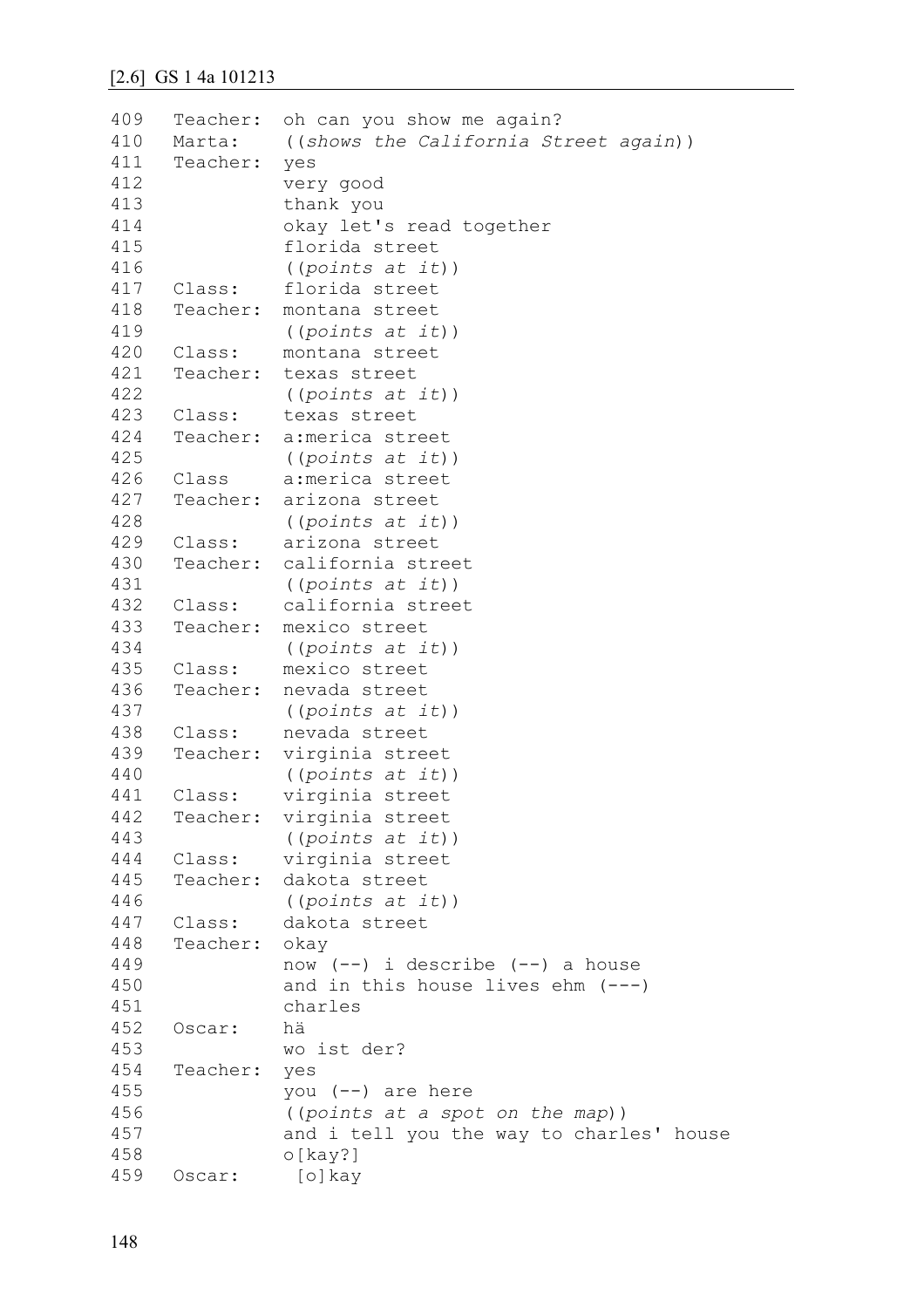[2.6] GS 1 4a 101213

```
409   Teacher:  oh can you show me again?
410   Marta:    ((shows the California Street again))
411   Teacher:  yes
412             very good
413             thank you
414             okay let's read together
415             florida street
416             ((points at it))
417   Class:    florida street
418   Teacher:  montana street
419             ((points at it))
420   Class:    montana street
421   Teacher:  texas street
422             ((points at it))
423   Class:    texas street
424   Teacher:  a:merica street
425             ((points at it))
426   Class     a:merica street
427   Teacher:  arizona street
428             ((points at it))
429   Class:    arizona street
430   Teacher:  california street
431             ((points at it))
432   Class:    california street
433   Teacher:  mexico street
434             ((points at it))
435   Class:    mexico street
436   Teacher:  nevada street
437             ((points at it))
438   Class:    nevada street
439   Teacher:  virginia street
440             ((points at it))
441   Class:    virginia street
442   Teacher:  virginia street
443             ((points at it))
444   Class:    virginia street
445   Teacher:  dakota street
446             ((points at it))
447   Class:    dakota street
448   Teacher:  okay
449             now (--) i describe (--) a house
450             and in this house lives ehm (---)
451             charles
452   Oscar:    hä
453             wo ist der?
454   Teacher:  yes
455             you (--) are here
456             ((points at a spot on the map))
457             and i tell you the way to charles' house
458             o[kay?]
459   Oscar:     [o]kay
```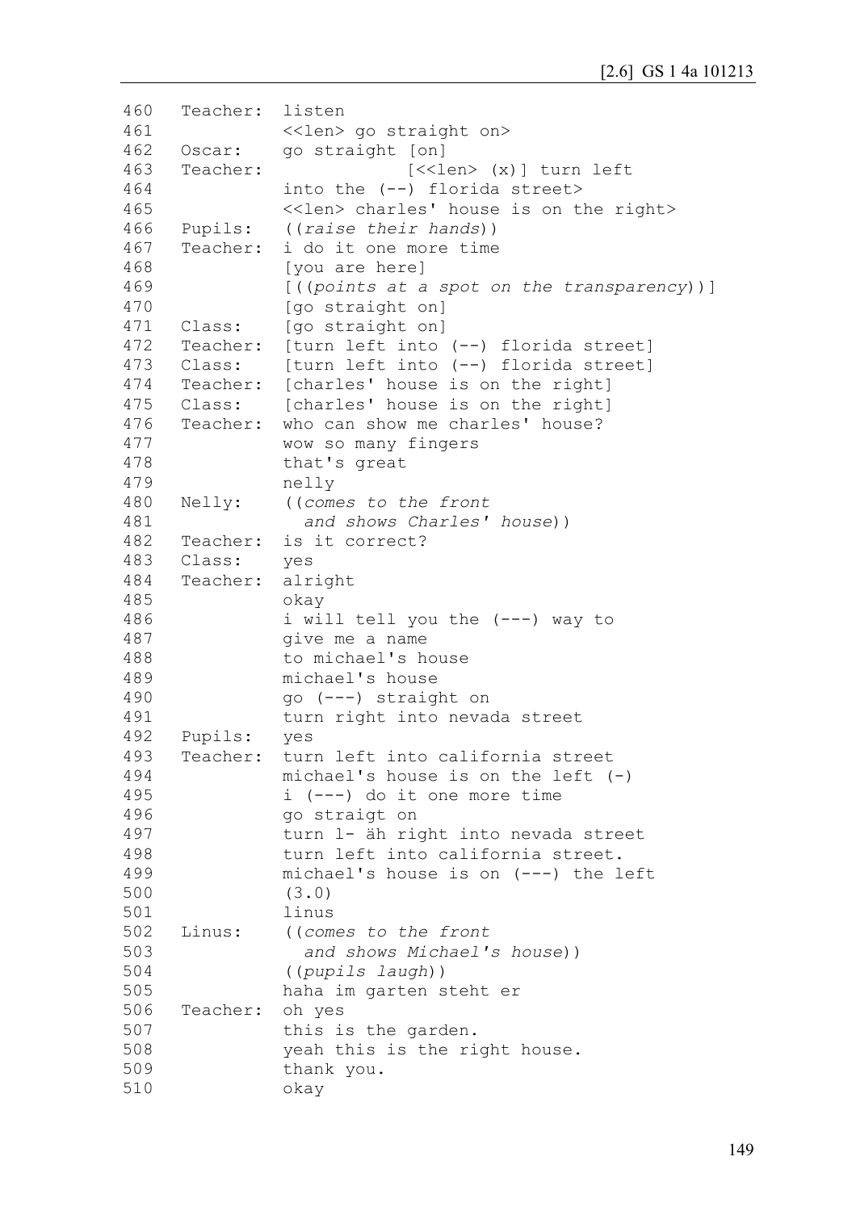```
460   Teacher:  listen
461             <<len> go straight on>
462   Oscar:    go straight [on]
463   Teacher:              [<<len> (x)] turn left
464             into the (--) florida street>
465             <<len> charles' house is on the right>
466   Pupils:   ((raise their hands))
467   Teacher:  i do it one more time
468             [you are here]
469             [((points at a spot on the transparency))]
470             [go straight on]
471   Class:    [go straight on]
472   Teacher:  [turn left into (--) florida street]
473   Class:    [turn left into (--) florida street]
474   Teacher:  [charles' house is on the right]
475   Class:    [charles' house is on the right]
476   Teacher:  who can show me charles' house?
477             wow so many fingers
478             that's great
479             nelly
480   Nelly:    ((comes to the front
481               and shows Charles' house))
482   Teacher:  is it correct?
483   Class:    yes
484   Teacher:  alright
485             okay
486             i will tell you the (---) way to
487             give me a name
488             to michael's house
489             michael's house
490             go (---) straight on
491             turn right into nevada street
492   Pupils:   yes
493   Teacher:  turn left into california street
494             michael's house is on the left (-)
495             i (---) do it one more time
496             go straigt on
497             turn l- äh right into nevada street
498             turn left into california street.
499             michael's house is on (---) the left
500             (3.0)
501             linus
502   Linus:    ((comes to the front
503               and shows Michael's house))
504             ((pupils laugh))
505             haha im garten steht er
506   Teacher:  oh yes
507             this is the garden.
508             yeah this is the right house.
509             thank you.
510             okay
```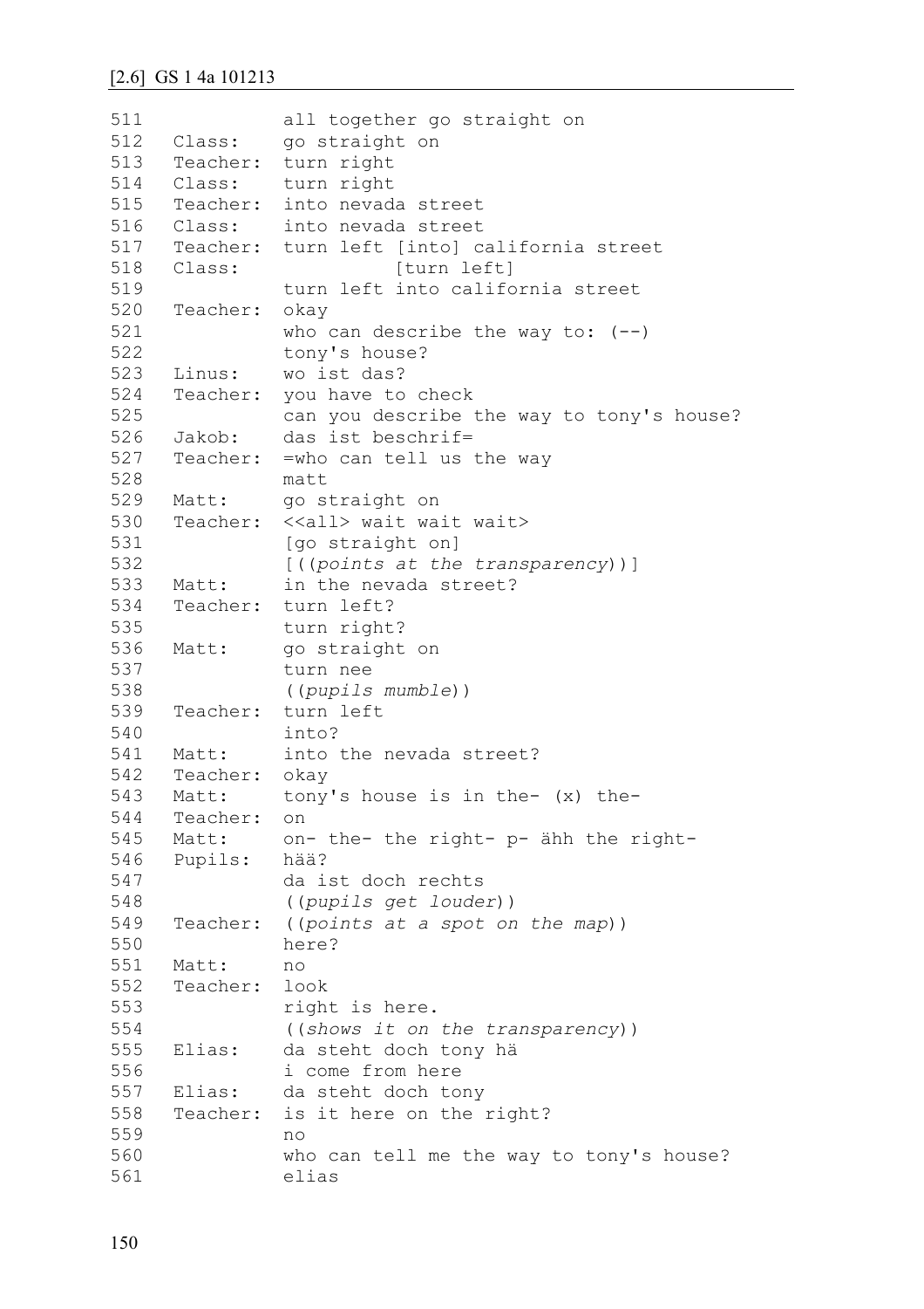[2.6] GS 1 4a 101213

```
511             all together go straight on
512   Class:    go straight on
513   Teacher:  turn right
514   Class:    turn right
515   Teacher:  into nevada street
516   Class:    into nevada street
517   Teacher:  turn left [into] california street
518   Class:              [turn left]
519             turn left into california street
520   Teacher:  okay
521             who can describe the way to: (--)
522             tony's house?
523   Linus:    wo ist das?
524   Teacher:  you have to check
525             can you describe the way to tony's house?
526   Jakob:    das ist beschrif=
527   Teacher:  =who can tell us the way
528             matt
529   Matt:     go straight on
530   Teacher:  <<all> wait wait wait>
531             [go straight on]
532             [((points at the transparency))]
533   Matt:     in the nevada street?
534   Teacher:  turn left?
535             turn right?
536   Matt:     go straight on
537             turn nee
538             ((pupils mumble))
539   Teacher:  turn left
540             into?
541   Matt:     into the nevada street?
542   Teacher:  okay
543   Matt:     tony's house is in the- (x) the-
544   Teacher:  on
545   Matt:     on- the- the right- p- ähh the right-
546   Pupils:   hää?
547             da ist doch rechts
548             ((pupils get louder))
549   Teacher:  ((points at a spot on the map))
550             here?
551   Matt:     no
552   Teacher:  look
553             right is here.
554             ((shows it on the transparency))
555   Elias:    da steht doch tony hä
556             i come from here
557   Elias:    da steht doch tony
558   Teacher:  is it here on the right?
559             no
560             who can tell me the way to tony's house?
561             elias
```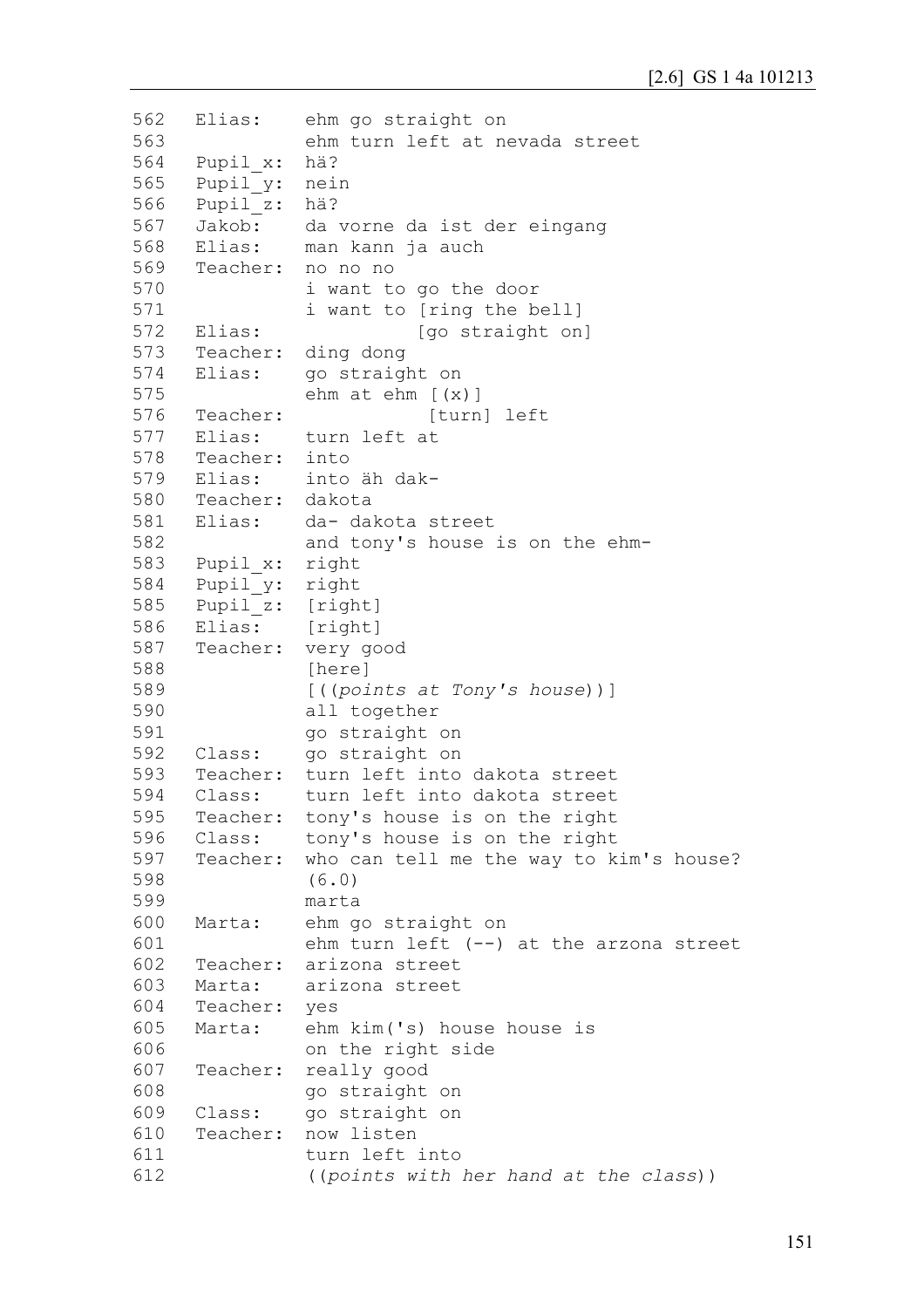```
562   Elias:    ehm go straight on
563             ehm turn left at nevada street
564   Pupil_x:  hä?
565   Pupil_y:  nein
566   Pupil_z:  hä?
567   Jakob:    da vorne da ist der eingang
568   Elias:    man kann ja auch
569   Teacher:  no no no
570             i want to go the door
571             i want to [ring the bell]
572   Elias:              [go straight on]
573   Teacher:  ding dong
574   Elias:    go straight on
575             ehm at ehm [(x)]
576   Teacher:             [turn] left
577   Elias:    turn left at
578   Teacher:  into
579   Elias:    into äh dak-
580   Teacher:  dakota
581   Elias:    da- dakota street
582             and tony's house is on the ehm-
583   Pupil_x:  right
584   Pupil_y:  right
585   Pupil_z:  [right]
586   Elias:    [right]
587   Teacher:  very good
588             [here]
589             [((points at Tony's house))]
590             all together
591             go straight on
592   Class:    go straight on
593   Teacher:  turn left into dakota street
594   Class:    turn left into dakota street
595   Teacher:  tony's house is on the right
596   Class:    tony's house is on the right
597   Teacher:  who can tell me the way to kim's house?
598             (6.0)
599             marta
600   Marta:    ehm go straight on
601             ehm turn left (--) at the arzona street
602   Teacher:  arizona street
603   Marta:    arizona street
604   Teacher:  yes
605   Marta:    ehm kim('s) house house is
606             on the right side
607   Teacher:  really good
608             go straight on
609   Class:    go straight on
610   Teacher:  now listen
611             turn left into
612             ((points with her hand at the class))
```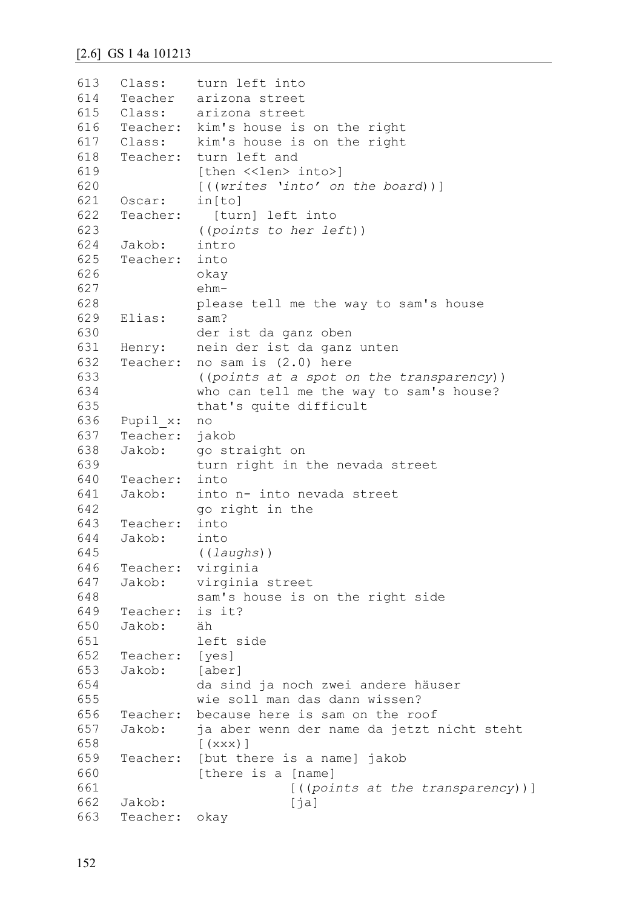[2.6] GS 1 4a 101213

```
613   Class:     turn left into
614   Teacher    arizona street
615   Class:     arizona street
616   Teacher:   kim's house is on the right
617   Class:     kim's house is on the right
618   Teacher:   turn left and
619              [then <<len> into>]
620              [((writes 'into' on the board))]
621   Oscar:     in[to]
622   Teacher:     [turn] left into
623              ((points to her left))
624   Jakob:     intro
625   Teacher:   into
626              okay
627              ehm-
628              please tell me the way to sam's house
629   Elias:     sam?
630              der ist da ganz oben
631   Henry:     nein der ist da ganz unten
632   Teacher:   no sam is (2.0) here
633              ((points at a spot on the transparency))
634              who can tell me the way to sam's house?
635              that's quite difficult
636   Pupil_x:   no
637   Teacher:   jakob
638   Jakob:     go straight on
639              turn right in the nevada street
640   Teacher:   into
641   Jakob:     into n- into nevada street
642              go right in the
643   Teacher:   into
644   Jakob:     into
645              ((laughs))
646   Teacher:   virginia
647   Jakob:     virginia street
648              sam's house is on the right side
649   Teacher:   is it?
650   Jakob:     äh
651              left side
652   Teacher:   [yes]
653   Jakob:     [aber]
654              da sind ja noch zwei andere häuser
655              wie soll man das dann wissen?
656   Teacher:   because here is sam on the roof
657   Jakob:     ja aber wenn der name da jetzt nicht steht
658              [(xxx)]
659   Teacher:   [but there is a name] jakob
660              [there is a [name]
661                          [((points at the transparency))]
662   Jakob:                 [ja]
663   Teacher:   okay
```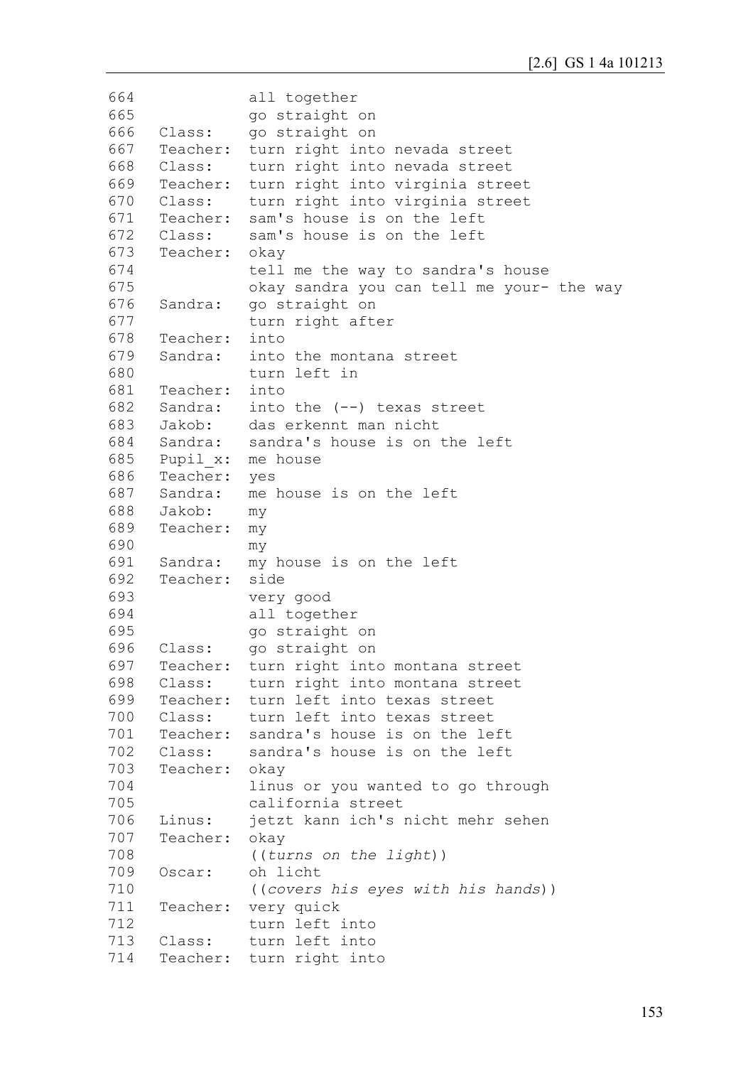```
664             all together
665             go straight on
666   Class:    go straight on
667   Teacher:  turn right into nevada street
668   Class:    turn right into nevada street
669   Teacher:  turn right into virginia street
670   Class:    turn right into virginia street
671   Teacher:  sam's house is on the left
672   Class:    sam's house is on the left
673   Teacher:  okay
674             tell me the way to sandra's house
675             okay sandra you can tell me your- the way
676   Sandra:   go straight on
677             turn right after
678   Teacher:  into
679   Sandra:   into the montana street
680             turn left in
681   Teacher:  into
682   Sandra:   into the (--) texas street
683   Jakob:    das erkennt man nicht
684   Sandra:   sandra's house is on the left
685   Pupil_x:  me house
686   Teacher:  yes
687   Sandra:   me house is on the left
688   Jakob:    my
689   Teacher:  my
690             my
691   Sandra:   my house is on the left
692   Teacher:  side
693             very good
694             all together
695             go straight on
696   Class:    go straight on
697   Teacher:  turn right into montana street
698   Class:    turn right into montana street
699   Teacher:  turn left into texas street
700   Class:    turn left into texas street
701   Teacher:  sandra's house is on the left
702   Class:    sandra's house is on the left
703   Teacher:  okay
704             linus or you wanted to go through
705             california street
706   Linus:    jetzt kann ich's nicht mehr sehen
707   Teacher:  okay
708             ((turns on the light))
709   Oscar:    oh licht
710             ((covers his eyes with his hands))
711   Teacher:  very quick
712             turn left into
713   Class:    turn left into
714   Teacher:  turn right into
```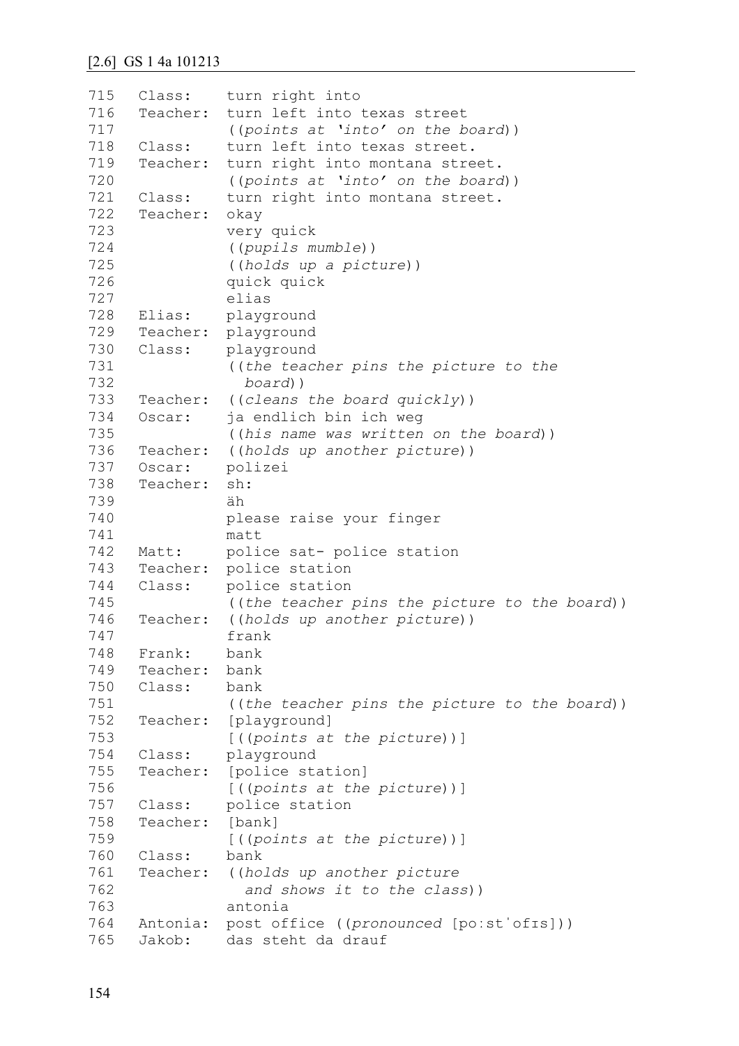```
715   Class:     turn right into
716   Teacher:   turn left into texas street
717              ((points at 'into' on the board))
718   Class:     turn left into texas street.
719   Teacher:   turn right into montana street.
720              ((points at 'into' on the board))
721   Class:     turn right into montana street.
722   Teacher:   okay
723              very quick
724              ((pupils mumble))
725              ((holds up a picture))
726              quick quick
727              elias
728   Elias:     playground
729   Teacher:   playground
730   Class:     playground
731              ((the teacher pins the picture to the
732                board))
733   Teacher:   ((cleans the board quickly))
734   Oscar:     ja endlich bin ich weg
735              ((his name was written on the board))
736   Teacher:   ((holds up another picture))
737   Oscar:     polizei
738   Teacher:   sh:
739              äh
740              please raise your finger
741              matt
742   Matt:      police sat- police station
743   Teacher:   police station
744   Class:     police station
745              ((the teacher pins the picture to the board))
746   Teacher:   ((holds up another picture))
747              frank
748   Frank:     bank
749   Teacher:   bank
750   Class:     bank
751              ((the teacher pins the picture to the board))
752   Teacher:   [playground]
753              [((points at the picture))]
754   Class:     playground
755   Teacher:   [police station]
756              [((points at the picture))]
757   Class:     police station
758   Teacher:   [bank]
759              [((points at the picture))]
760   Class:     bank
761   Teacher:   ((holds up another picture
762                and shows it to the class))
763              antonia
764   Antonia:   post office ((pronounced [poːstˈofɪs]))
765   Jakob:     das steht da drauf
```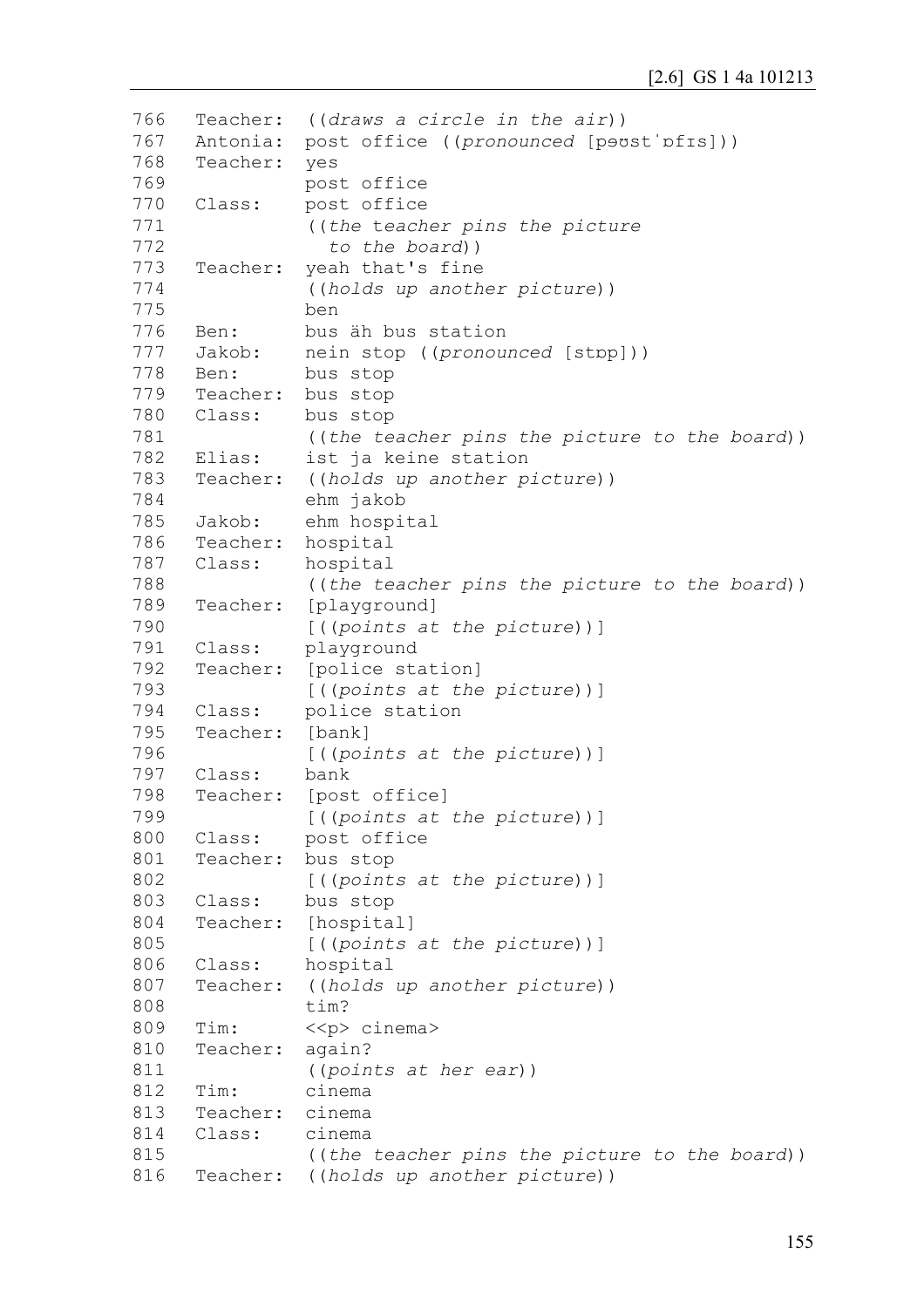```
766   Teacher:  ((draws a circle in the air))
767   Antonia:  post office ((pronounced [pəʊstˈɒfɪs]))
768   Teacher:  yes
769             post office
770   Class:    post office
771             ((the teacher pins the picture
772               to the board))
773   Teacher:  yeah that's fine
774             ((holds up another picture))
775             ben
776   Ben:      bus äh bus station
777   Jakob:    nein stop ((pronounced [stɒp]))
778   Ben:      bus stop
779   Teacher:  bus stop
780   Class:    bus stop
781             ((the teacher pins the picture to the board))
782   Elias:    ist ja keine station
783   Teacher:  ((holds up another picture))
784             ehm jakob
785   Jakob:    ehm hospital
786   Teacher:  hospital
787   Class:    hospital
788             ((the teacher pins the picture to the board))
789   Teacher:  [playground]
790             [((points at the picture))]
791   Class:    playground
792   Teacher:  [police station]
793             [((points at the picture))]
794   Class:    police station
795   Teacher:  [bank]
796             [((points at the picture))]
797   Class:    bank
798   Teacher:  [post office]
799             [((points at the picture))]
800   Class:    post office
801   Teacher:  bus stop
802             [((points at the picture))]
803   Class:    bus stop
804   Teacher:  [hospital]
805             [((points at the picture))]
806   Class:    hospital
807   Teacher:  ((holds up another picture))
808             tim?
809   Tim:      <<p> cinema>
810   Teacher:  again?
811             ((points at her ear))
812   Tim:      cinema
813   Teacher:  cinema
814   Class:    cinema
815             ((the teacher pins the picture to the board))
816   Teacher:  ((holds up another picture))
```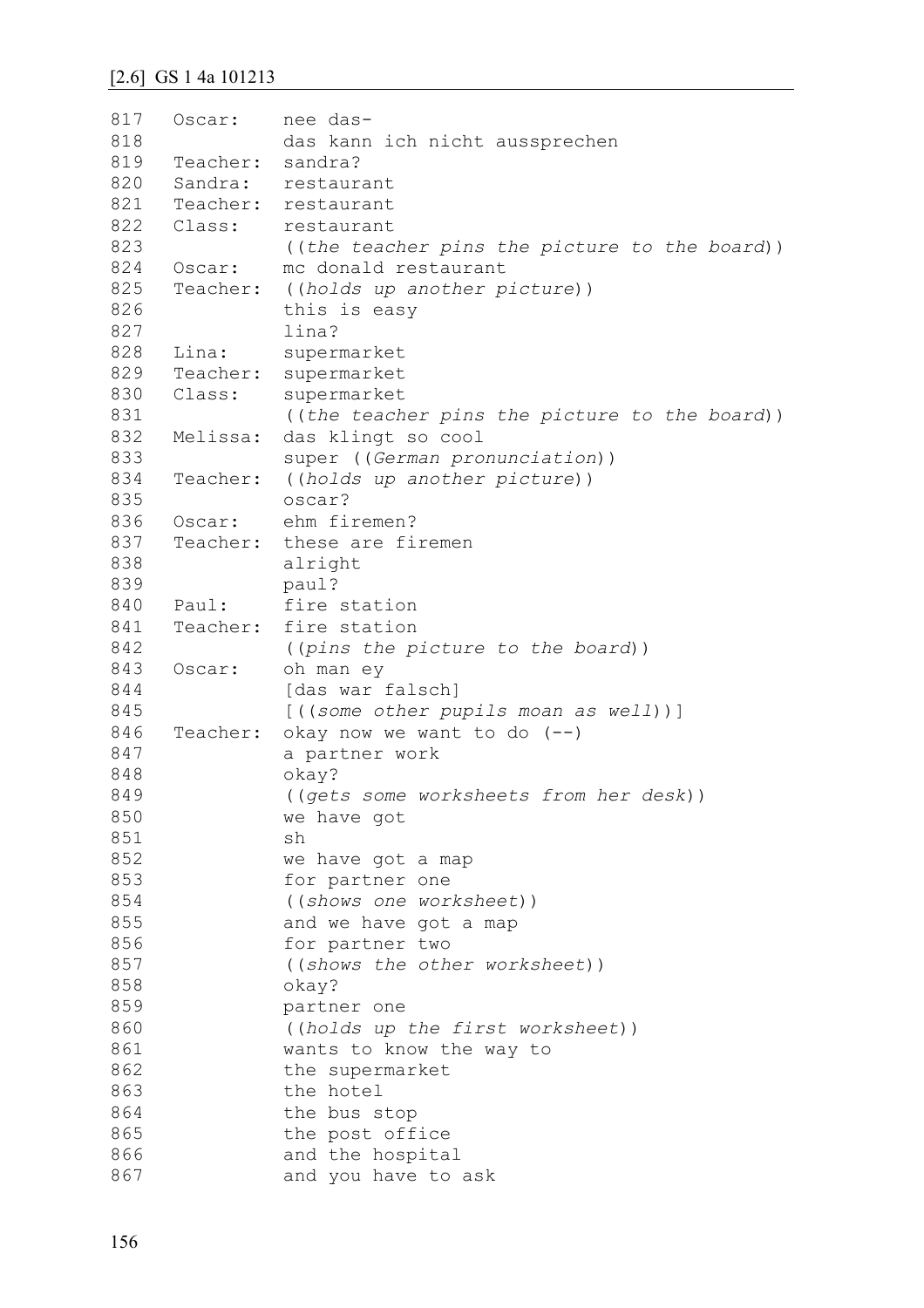[2.6] GS 1 4a 101213

```
817   Oscar:     nee das-
818              das kann ich nicht aussprechen
819   Teacher:   sandra?
820   Sandra:    restaurant
821   Teacher:   restaurant
822   Class:     restaurant
823              ((the teacher pins the picture to the board))
824   Oscar:     mc donald restaurant
825   Teacher:   ((holds up another picture))
826              this is easy
827              lina?
828   Lina:      supermarket
829   Teacher:   supermarket
830   Class:     supermarket
831              ((the teacher pins the picture to the board))
832   Melissa:   das klingt so cool
833              super ((German pronunciation))
834   Teacher:   ((holds up another picture))
835              oscar?
836   Oscar:     ehm firemen?
837   Teacher:   these are firemen
838              alright
839              paul?
840   Paul:      fire station
841   Teacher:   fire station
842              ((pins the picture to the board))
843   Oscar:     oh man ey
844              [das war falsch]
845              [((some other pupils moan as well))]
846   Teacher:   okay now we want to do (--)
847              a partner work
848              okay?
849              ((gets some worksheets from her desk))
850              we have got
851              sh
852              we have got a map
853              for partner one
854              ((shows one worksheet))
855              and we have got a map
856              for partner two
857              ((shows the other worksheet))
858              okay?
859              partner one
860              ((holds up the first worksheet))
861              wants to know the way to
862              the supermarket
863              the hotel
864              the bus stop
865              the post office
866              and the hospital
867              and you have to ask
```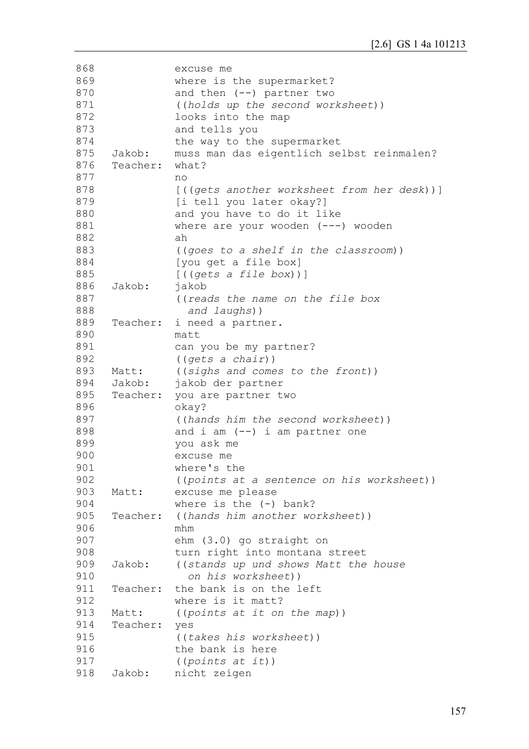```
868             excuse me
869             where is the supermarket?
870             and then (--) partner two
871             ((holds up the second worksheet))
872             looks into the map
873             and tells you
874             the way to the supermarket
875   Jakob:    muss man das eigentlich selbst reinmalen?
876   Teacher:  what?
877             no
878             [((gets another worksheet from her desk))]
879             [i tell you later okay?]
880             and you have to do it like
881             where are your wooden (---) wooden
882             ah
883             ((goes to a shelf in the classroom))
884             [you get a file box]
885             [((gets a file box))]
886   Jakob:    jakob
887             ((reads the name on the file box
888               and laughs))
889   Teacher:  i need a partner.
890             matt
891             can you be my partner?
892             ((gets a chair))
893   Matt:     ((sighs and comes to the front))
894   Jakob:    jakob der partner
895   Teacher:  you are partner two
896             okay?
897             ((hands him the second worksheet))
898             and i am (--) i am partner one
899             you ask me
900             excuse me
901             where's the
902             ((points at a sentence on his worksheet))
903   Matt:     excuse me please
904             where is the (-) bank?
905   Teacher:  ((hands him another worksheet))
906             mhm
907             ehm (3.0) go straight on
908             turn right into montana street
909   Jakob:    ((stands up und shows Matt the house
910               on his worksheet))
911   Teacher:  the bank is on the left
912             where is it matt?
913   Matt:     ((points at it on the map))
914   Teacher:  yes
915             ((takes his worksheet))
916             the bank is here
917             ((points at it))
918   Jakob:    nicht zeigen
```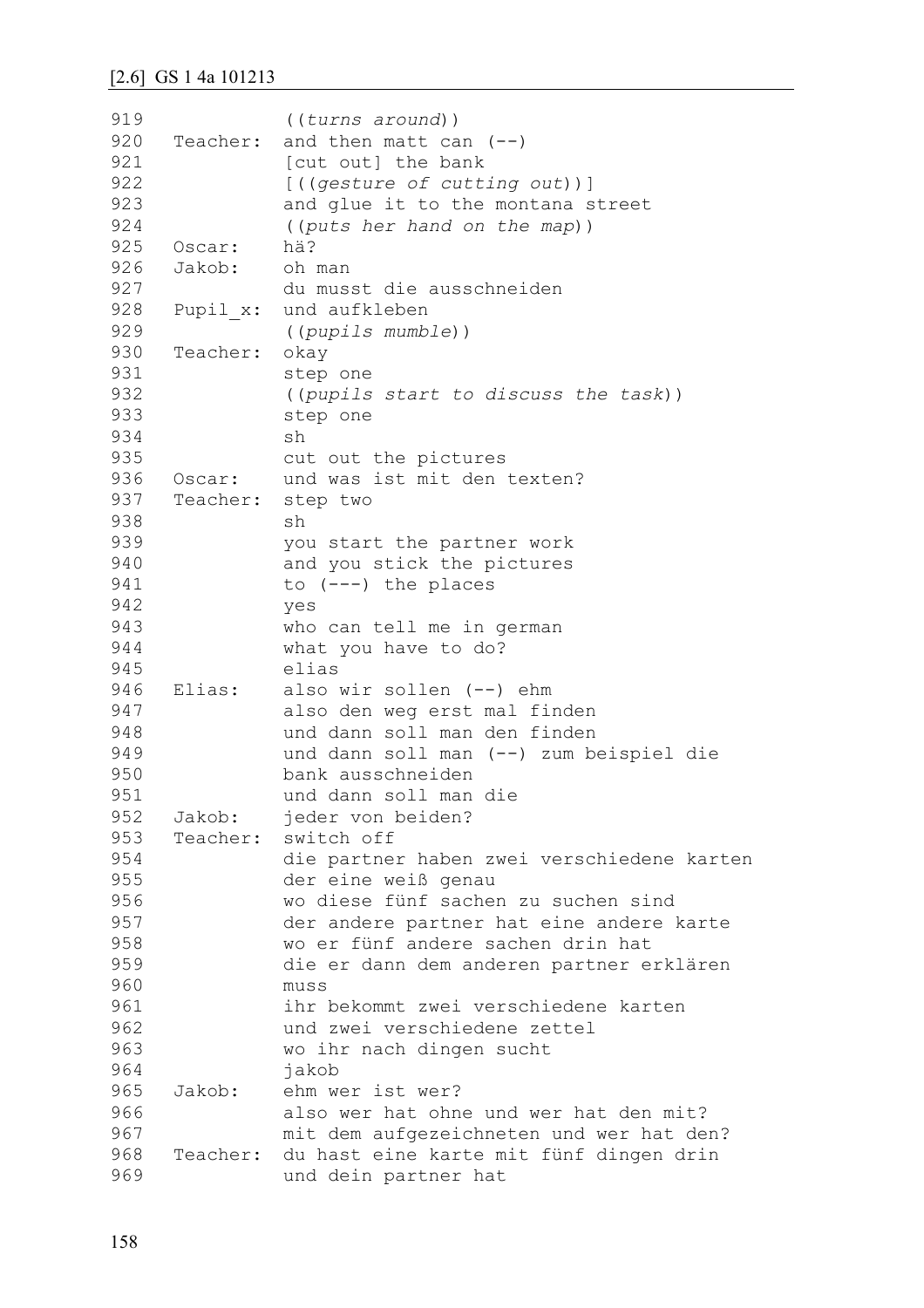[2.6] GS 1 4a 101213

```
919             ((turns around))
920   Teacher:  and then matt can (--)
921             [cut out] the bank
922             [((gesture of cutting out))]
923             and glue it to the montana street
924             ((puts her hand on the map))
925   Oscar:    hä?
926   Jakob:    oh man
927             du musst die ausschneiden
928   Pupil_x:  und aufkleben
929             ((pupils mumble))
930   Teacher:  okay
931             step one
932             ((pupils start to discuss the task))
933             step one
934             sh
935             cut out the pictures
936   Oscar:    und was ist mit den texten?
937   Teacher:  step two
938             sh
939             you start the partner work
940             and you stick the pictures
941             to (---) the places
942             yes
943             who can tell me in german
944             what you have to do?
945             elias
946   Elias:    also wir sollen (--) ehm
947             also den weg erst mal finden
948             und dann soll man den finden
949             und dann soll man (--) zum beispiel die
950             bank ausschneiden
951             und dann soll man die
952   Jakob:    jeder von beiden?
953   Teacher:  switch off
954             die partner haben zwei verschiedene karten
955             der eine weiß genau
956             wo diese fünf sachen zu suchen sind
957             der andere partner hat eine andere karte
958             wo er fünf andere sachen drin hat
959             die er dann dem anderen partner erklären
960             muss
961             ihr bekommt zwei verschiedene karten
962             und zwei verschiedene zettel
963             wo ihr nach dingen sucht
964             jakob
965   Jakob:    ehm wer ist wer?
966             also wer hat ohne und wer hat den mit?
967             mit dem aufgezeichneten und wer hat den?
968   Teacher:  du hast eine karte mit fünf dingen drin
969             und dein partner hat
```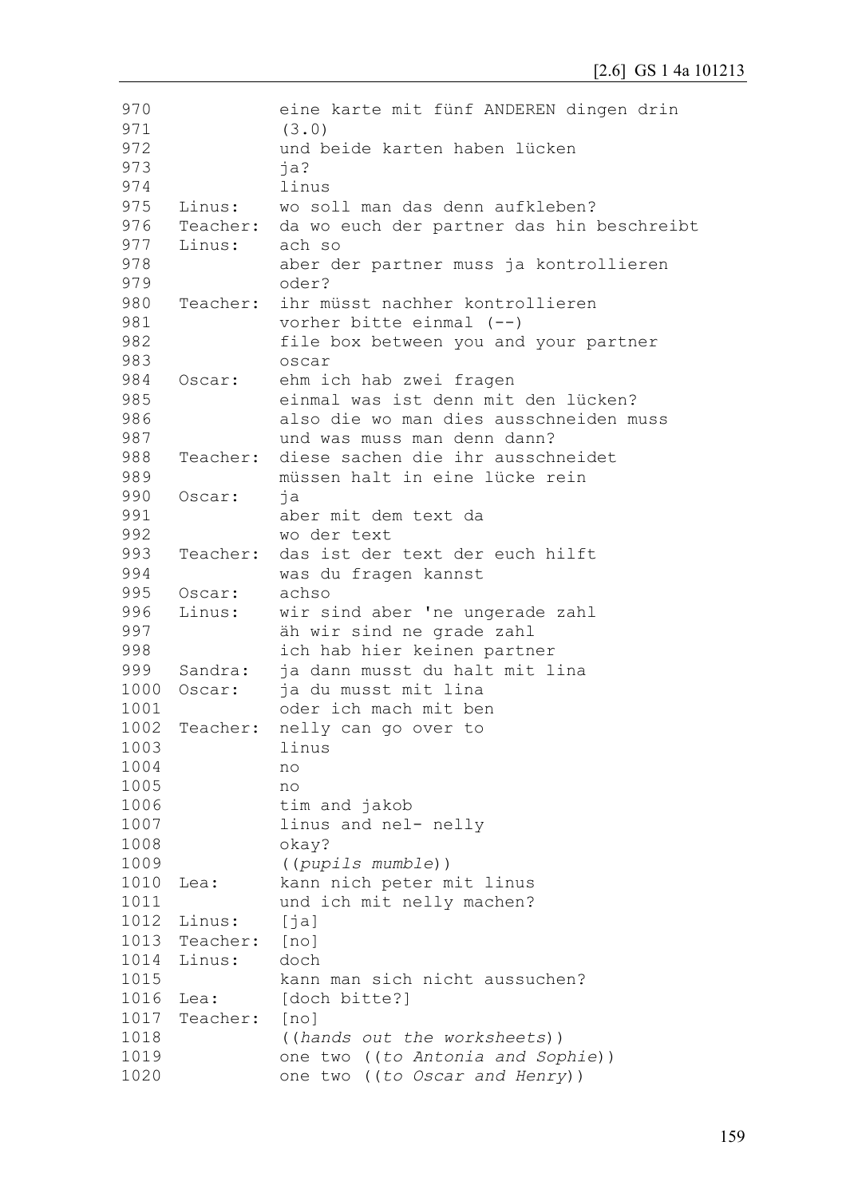```
970              eine karte mit fünf ANDEREN dingen drin
971              (3.0)
972              und beide karten haben lücken
973              ja?
974              linus
975   Linus:     wo soll man das denn aufkleben?
976   Teacher:   da wo euch der partner das hin beschreibt
977   Linus:     ach so
978              aber der partner muss ja kontrollieren
979              oder?
980   Teacher:   ihr müsst nachher kontrollieren
981              vorher bitte einmal (--)
982              file box between you and your partner
983              oscar
984   Oscar:     ehm ich hab zwei fragen
985              einmal was ist denn mit den lücken?
986              also die wo man dies ausschneiden muss
987              und was muss man denn dann?
988   Teacher:   diese sachen die ihr ausschneidet
989              müssen halt in eine lücke rein
990   Oscar:     ja
991              aber mit dem text da
992              wo der text
993   Teacher:   das ist der text der euch hilft
994              was du fragen kannst
995   Oscar:     achso
996   Linus:     wir sind aber 'ne ungerade zahl
997              äh wir sind ne grade zahl
998              ich hab hier keinen partner
999   Sandra:    ja dann musst du halt mit lina
1000  Oscar:     ja du musst mit lina
1001             oder ich mach mit ben
1002  Teacher:   nelly can go over to
1003             linus
1004             no
1005             no
1006             tim and jakob
1007             linus and nel- nelly
1008             okay?
1009             ((pupils mumble))
1010  Lea:       kann nich peter mit linus
1011             und ich mit nelly machen?
1012  Linus:     [ja]
1013  Teacher:   [no]
1014  Linus:     doch
1015             kann man sich nicht aussuchen?
1016  Lea:       [doch bitte?]
1017  Teacher:   [no]
1018             ((hands out the worksheets))
1019             one two ((to Antonia and Sophie))
1020             one two ((to Oscar and Henry))
```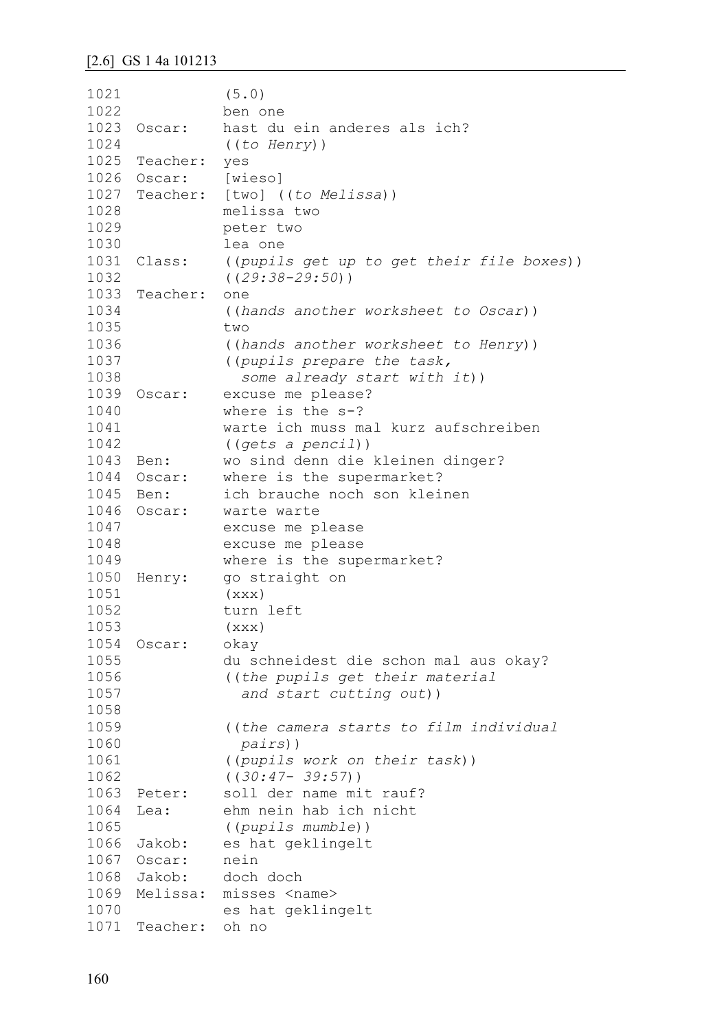[2.6] GS 1 4a 101213

```
1021            (5.0)
1022            ben one
1023  Oscar:    hast du ein anderes als ich?
1024            ((to Henry))
1025  Teacher:  yes
1026  Oscar:    [wieso]
1027  Teacher:  [two] ((to Melissa))
1028            melissa two
1029            peter two
1030            lea one
1031  Class:    ((pupils get up to get their file boxes))
1032            ((29:38-29:50))
1033  Teacher:  one
1034            ((hands another worksheet to Oscar))
1035            two
1036            ((hands another worksheet to Henry))
1037            ((pupils prepare the task,
1038              some already start with it))
1039  Oscar:    excuse me please?
1040            where is the s-?
1041            warte ich muss mal kurz aufschreiben
1042            ((gets a pencil))
1043  Ben:      wo sind denn die kleinen dinger?
1044  Oscar:    where is the supermarket?
1045  Ben:      ich brauche noch son kleinen
1046  Oscar:    warte warte
1047            excuse me please
1048            excuse me please
1049            where is the supermarket?
1050  Henry:    go straight on
1051            (xxx)
1052            turn left
1053            (xxx)
1054  Oscar:    okay
1055            du schneidest die schon mal aus okay?
1056            ((the pupils get their material
1057              and start cutting out))
1058
1059            ((the camera starts to film individual
1060              pairs))
1061            ((pupils work on their task))
1062            ((30:47- 39:57))
1063  Peter:    soll der name mit rauf?
1064  Lea:      ehm nein hab ich nicht
1065            ((pupils mumble))
1066  Jakob:    es hat geklingelt
1067  Oscar:    nein
1068  Jakob:    doch doch
1069  Melissa:  misses <name>
1070            es hat geklingelt
1071  Teacher:  oh no
```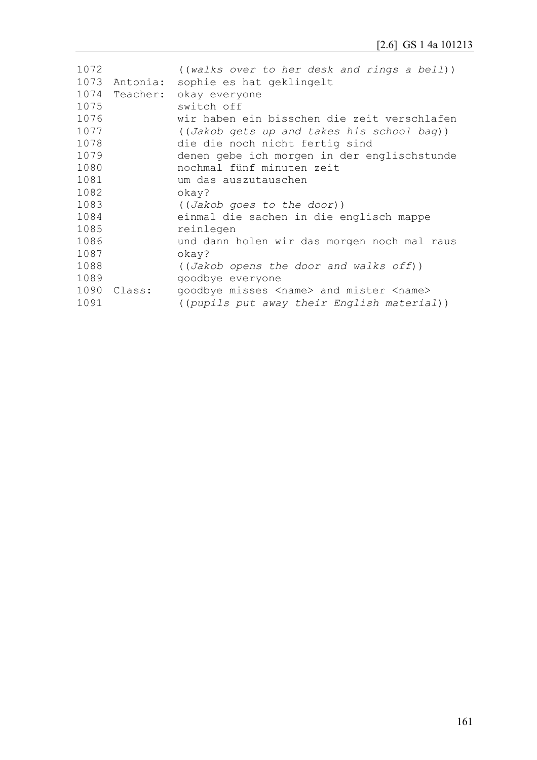```
1072            ((walks over to her desk and rings a bell))
1073  Antonia:  sophie es hat geklingelt
1074  Teacher:  okay everyone
1075            switch off
1076            wir haben ein bisschen die zeit verschlafen
1077            ((Jakob gets up and takes his school bag))
1078            die die noch nicht fertig sind
1079            denen gebe ich morgen in der englischstunde
1080            nochmal fünf minuten zeit
1081            um das auszutauschen
1082            okay?
1083            ((Jakob goes to the door))
1084            einmal die sachen in die englisch mappe
1085            reinlegen
1086            und dann holen wir das morgen noch mal raus
1087            okay?
1088            ((Jakob opens the door and walks off))
1089            goodbye everyone
1090  Class:    goodbye misses <name> and mister <name>
1091            ((pupils put away their English material))
```